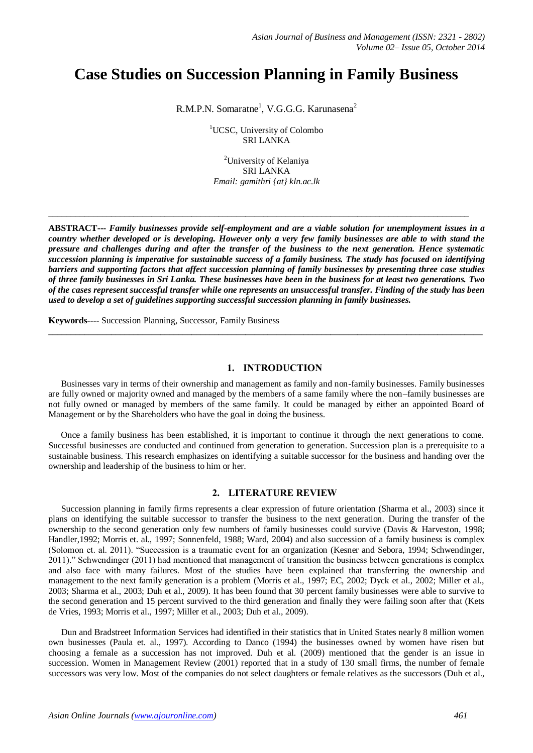# Case Studies on Succession Planning in Family Business

R.M.P.N. Somaratne[1], V.G.G.G. Karunasena[2]

[1]UCSC, University of Colombo
SRI LANKA

[2]University of Kelaniya
SRI LANKA
*Email: gamithri {at} kln.ac.lk*

---

**ABSTRACT---** ***Family businesses provide self-employment and are a viable solution for unemployment issues in a country whether developed or is developing. However only a very few family businesses are able to with stand the pressure and challenges during and after the transfer of the business to the next generation. Hence systematic succession planning is imperative for sustainable success of a family business. The study has focused on identifying barriers and supporting factors that affect succession planning of family businesses by presenting three case studies of three family businesses in Sri Lanka. These businesses have been in the business for at least two generations. Two of the cases represent successful transfer while one represents an unsuccessful transfer. Finding of the study has been used to develop a set of guidelines supporting successful succession planning in family businesses.***

**Keywords----** Succession Planning, Successor, Family Business

---

## 1. INTRODUCTION

Businesses vary in terms of their ownership and management as family and non-family businesses. Family businesses are fully owned or majority owned and managed by the members of a same family where the non–family businesses are not fully owned or managed by members of the same family. It could be managed by either an appointed Board of Management or by the Shareholders who have the goal in doing the business.

Once a family business has been established, it is important to continue it through the next generations to come. Successful businesses are conducted and continued from generation to generation. Succession plan is a prerequisite to a sustainable business. This research emphasizes on identifying a suitable successor for the business and handing over the ownership and leadership of the business to him or her.

## 2. LITERATURE REVIEW

Succession planning in family firms represents a clear expression of future orientation (Sharma et al., 2003) since it plans on identifying the suitable successor to transfer the business to the next generation. During the transfer of the ownership to the second generation only few numbers of family businesses could survive (Davis & Harveston, 1998; Handler,1992; Morris et. al., 1997; Sonnenfeld, 1988; Ward, 2004) and also succession of a family business is complex (Solomon et. al. 2011). "Succession is a traumatic event for an organization (Kesner and Sebora, 1994; Schwendinger, 2011)." Schwendinger (2011) had mentioned that management of transition the business between generations is complex and also face with many failures. Most of the studies have been explained that transferring the ownership and management to the next family generation is a problem (Morris et al., 1997; EC, 2002; Dyck et al., 2002; Miller et al., 2003; Sharma et al., 2003; Duh et al., 2009). It has been found that 30 percent family businesses were able to survive to the second generation and 15 percent survived to the third generation and finally they were failing soon after that (Kets de Vries, 1993; Morris et al., 1997; Miller et al., 2003; Duh et al., 2009).

Dun and Bradstreet Information Services had identified in their statistics that in United States nearly 8 million women own businesses (Paula et. al., 1997). According to Danco (1994) the businesses owned by women have risen but choosing a female as a succession has not improved. Duh et al. (2009) mentioned that the gender is an issue in succession. Women in Management Review (2001) reported that in a study of 130 small firms, the number of female successors was very low. Most of the companies do not select daughters or female relatives as the successors (Duh et al.,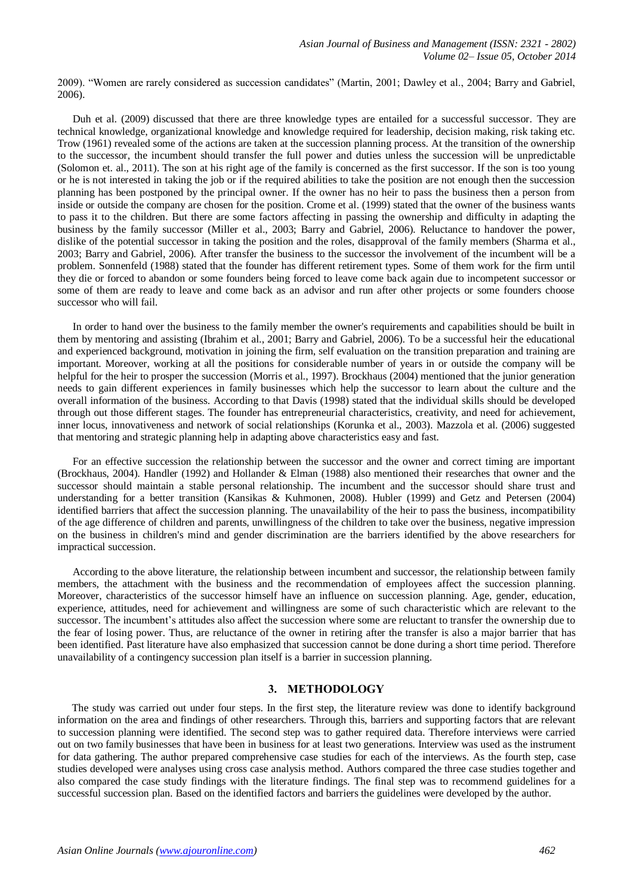2009). "Women are rarely considered as succession candidates" (Martin, 2001; Dawley et al., 2004; Barry and Gabriel, 2006).

Duh et al. (2009) discussed that there are three knowledge types are entailed for a successful successor. They are technical knowledge, organizational knowledge and knowledge required for leadership, decision making, risk taking etc. Trow (1961) revealed some of the actions are taken at the succession planning process. At the transition of the ownership to the successor, the incumbent should transfer the full power and duties unless the succession will be unpredictable (Solomon et. al., 2011). The son at his right age of the family is concerned as the first successor. If the son is too young or he is not interested in taking the job or if the required abilities to take the position are not enough then the succession planning has been postponed by the principal owner. If the owner has no heir to pass the business then a person from inside or outside the company are chosen for the position. Crome et al. (1999) stated that the owner of the business wants to pass it to the children. But there are some factors affecting in passing the ownership and difficulty in adapting the business by the family successor (Miller et al., 2003; Barry and Gabriel, 2006). Reluctance to handover the power, dislike of the potential successor in taking the position and the roles, disapproval of the family members (Sharma et al., 2003; Barry and Gabriel, 2006). After transfer the business to the successor the involvement of the incumbent will be a problem. Sonnenfeld (1988) stated that the founder has different retirement types. Some of them work for the firm until they die or forced to abandon or some founders being forced to leave come back again due to incompetent successor or some of them are ready to leave and come back as an advisor and run after other projects or some founders choose successor who will fail.

In order to hand over the business to the family member the owner's requirements and capabilities should be built in them by mentoring and assisting (Ibrahim et al., 2001; Barry and Gabriel, 2006). To be a successful heir the educational and experienced background, motivation in joining the firm, self evaluation on the transition preparation and training are important. Moreover, working at all the positions for considerable number of years in or outside the company will be helpful for the heir to prosper the succession (Morris et al., 1997). Brockhaus (2004) mentioned that the junior generation needs to gain different experiences in family businesses which help the successor to learn about the culture and the overall information of the business. According to that Davis (1998) stated that the individual skills should be developed through out those different stages. The founder has entrepreneurial characteristics, creativity, and need for achievement, inner locus, innovativeness and network of social relationships (Korunka et al., 2003). Mazzola et al. (2006) suggested that mentoring and strategic planning help in adapting above characteristics easy and fast.

For an effective succession the relationship between the successor and the owner and correct timing are important (Brockhaus, 2004). Handler (1992) and Hollander & Elman (1988) also mentioned their researches that owner and the successor should maintain a stable personal relationship. The incumbent and the successor should share trust and understanding for a better transition (Kansikas & Kuhmonen, 2008). Hubler (1999) and Getz and Petersen (2004) identified barriers that affect the succession planning. The unavailability of the heir to pass the business, incompatibility of the age difference of children and parents, unwillingness of the children to take over the business, negative impression on the business in children's mind and gender discrimination are the barriers identified by the above researchers for impractical succession.

According to the above literature, the relationship between incumbent and successor, the relationship between family members, the attachment with the business and the recommendation of employees affect the succession planning. Moreover, characteristics of the successor himself have an influence on succession planning. Age, gender, education, experience, attitudes, need for achievement and willingness are some of such characteristic which are relevant to the successor. The incumbent's attitudes also affect the succession where some are reluctant to transfer the ownership due to the fear of losing power. Thus, are reluctance of the owner in retiring after the transfer is also a major barrier that has been identified. Past literature have also emphasized that succession cannot be done during a short time period. Therefore unavailability of a contingency succession plan itself is a barrier in succession planning.

## 3. METHODOLOGY

The study was carried out under four steps. In the first step, the literature review was done to identify background information on the area and findings of other researchers. Through this, barriers and supporting factors that are relevant to succession planning were identified. The second step was to gather required data. Therefore interviews were carried out on two family businesses that have been in business for at least two generations. Interview was used as the instrument for data gathering. The author prepared comprehensive case studies for each of the interviews. As the fourth step, case studies developed were analyses using cross case analysis method. Authors compared the three case studies together and also compared the case study findings with the literature findings. The final step was to recommend guidelines for a successful succession plan. Based on the identified factors and barriers the guidelines were developed by the author.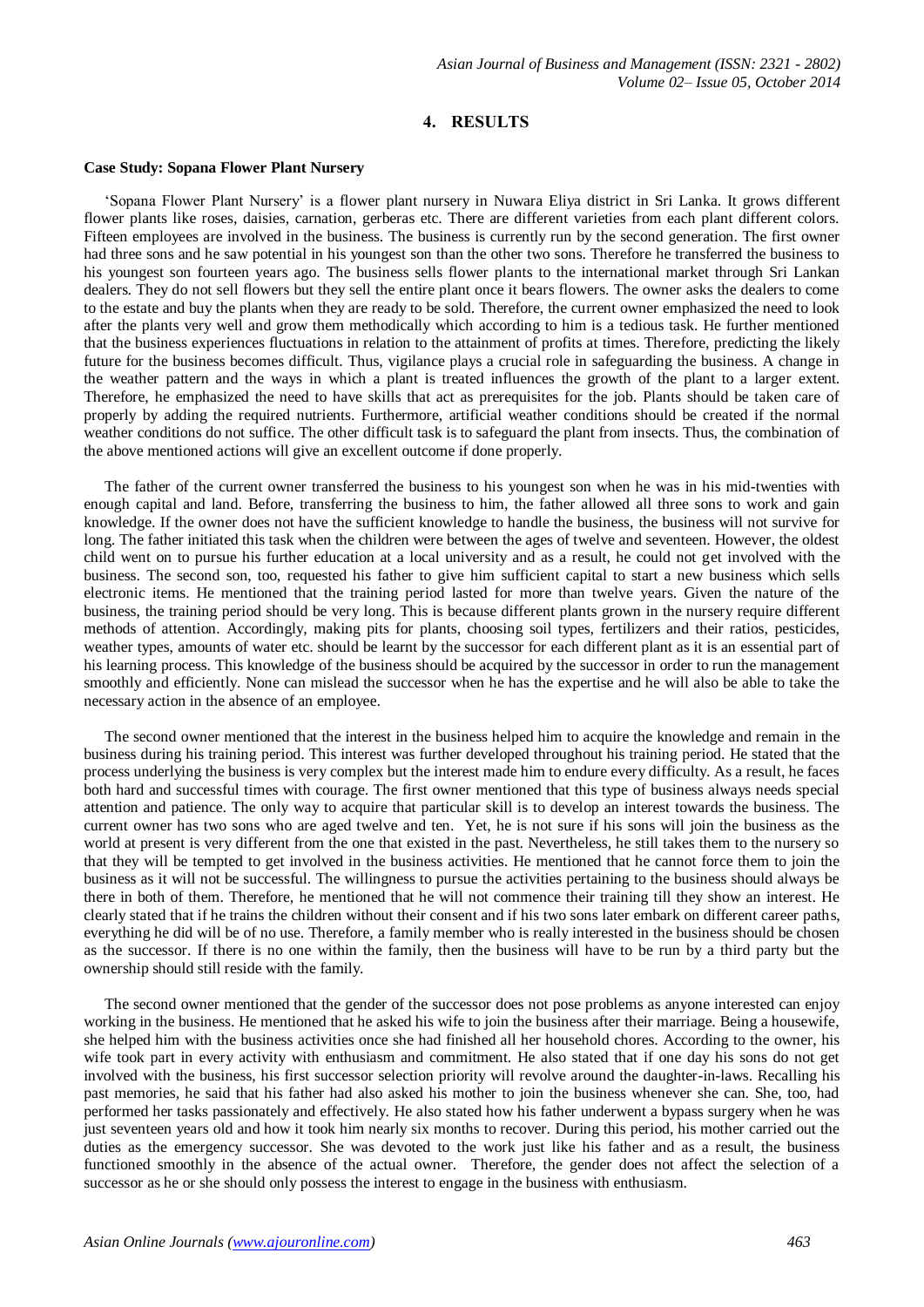## 4. RESULTS

**Case Study: Sopana Flower Plant Nursery**

'Sopana Flower Plant Nursery' is a flower plant nursery in Nuwara Eliya district in Sri Lanka. It grows different flower plants like roses, daisies, carnation, gerberas etc. There are different varieties from each plant different colors. Fifteen employees are involved in the business. The business is currently run by the second generation. The first owner had three sons and he saw potential in his youngest son than the other two sons. Therefore he transferred the business to his youngest son fourteen years ago. The business sells flower plants to the international market through Sri Lankan dealers. They do not sell flowers but they sell the entire plant once it bears flowers. The owner asks the dealers to come to the estate and buy the plants when they are ready to be sold. Therefore, the current owner emphasized the need to look after the plants very well and grow them methodically which according to him is a tedious task. He further mentioned that the business experiences fluctuations in relation to the attainment of profits at times. Therefore, predicting the likely future for the business becomes difficult. Thus, vigilance plays a crucial role in safeguarding the business. A change in the weather pattern and the ways in which a plant is treated influences the growth of the plant to a larger extent. Therefore, he emphasized the need to have skills that act as prerequisites for the job. Plants should be taken care of properly by adding the required nutrients. Furthermore, artificial weather conditions should be created if the normal weather conditions do not suffice. The other difficult task is to safeguard the plant from insects. Thus, the combination of the above mentioned actions will give an excellent outcome if done properly.

The father of the current owner transferred the business to his youngest son when he was in his mid-twenties with enough capital and land. Before, transferring the business to him, the father allowed all three sons to work and gain knowledge. If the owner does not have the sufficient knowledge to handle the business, the business will not survive for long. The father initiated this task when the children were between the ages of twelve and seventeen. However, the oldest child went on to pursue his further education at a local university and as a result, he could not get involved with the business. The second son, too, requested his father to give him sufficient capital to start a new business which sells electronic items. He mentioned that the training period lasted for more than twelve years. Given the nature of the business, the training period should be very long. This is because different plants grown in the nursery require different methods of attention. Accordingly, making pits for plants, choosing soil types, fertilizers and their ratios, pesticides, weather types, amounts of water etc. should be learnt by the successor for each different plant as it is an essential part of his learning process. This knowledge of the business should be acquired by the successor in order to run the management smoothly and efficiently. None can mislead the successor when he has the expertise and he will also be able to take the necessary action in the absence of an employee.

The second owner mentioned that the interest in the business helped him to acquire the knowledge and remain in the business during his training period. This interest was further developed throughout his training period. He stated that the process underlying the business is very complex but the interest made him to endure every difficulty. As a result, he faces both hard and successful times with courage. The first owner mentioned that this type of business always needs special attention and patience. The only way to acquire that particular skill is to develop an interest towards the business. The current owner has two sons who are aged twelve and ten. Yet, he is not sure if his sons will join the business as the world at present is very different from the one that existed in the past. Nevertheless, he still takes them to the nursery so that they will be tempted to get involved in the business activities. He mentioned that he cannot force them to join the business as it will not be successful. The willingness to pursue the activities pertaining to the business should always be there in both of them. Therefore, he mentioned that he will not commence their training till they show an interest. He clearly stated that if he trains the children without their consent and if his two sons later embark on different career paths, everything he did will be of no use. Therefore, a family member who is really interested in the business should be chosen as the successor. If there is no one within the family, then the business will have to be run by a third party but the ownership should still reside with the family.

The second owner mentioned that the gender of the successor does not pose problems as anyone interested can enjoy working in the business. He mentioned that he asked his wife to join the business after their marriage. Being a housewife, she helped him with the business activities once she had finished all her household chores. According to the owner, his wife took part in every activity with enthusiasm and commitment. He also stated that if one day his sons do not get involved with the business, his first successor selection priority will revolve around the daughter-in-laws. Recalling his past memories, he said that his father had also asked his mother to join the business whenever she can. She, too, had performed her tasks passionately and effectively. He also stated how his father underwent a bypass surgery when he was just seventeen years old and how it took him nearly six months to recover. During this period, his mother carried out the duties as the emergency successor. She was devoted to the work just like his father and as a result, the business functioned smoothly in the absence of the actual owner. Therefore, the gender does not affect the selection of a successor as he or she should only possess the interest to engage in the business with enthusiasm.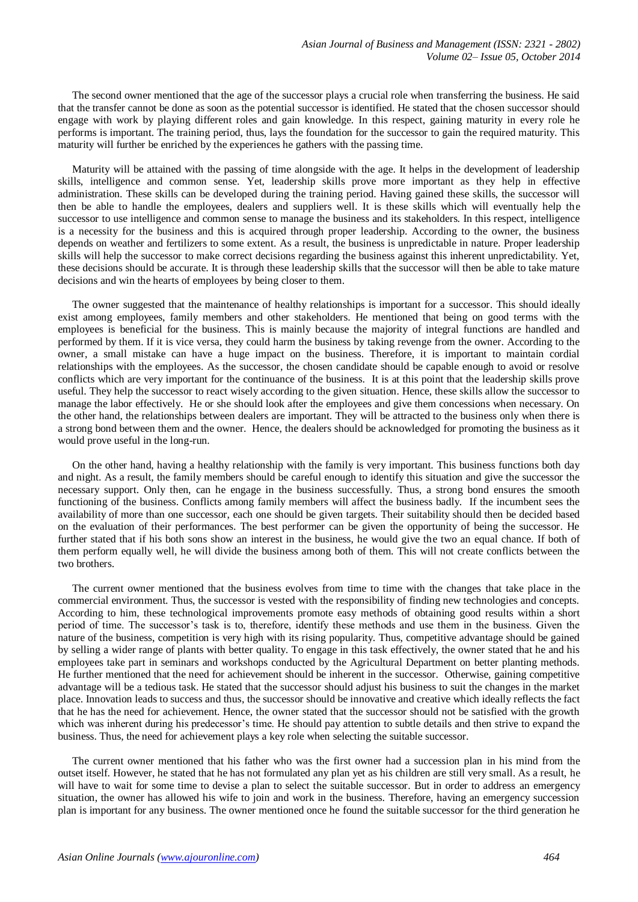The second owner mentioned that the age of the successor plays a crucial role when transferring the business. He said that the transfer cannot be done as soon as the potential successor is identified. He stated that the chosen successor should engage with work by playing different roles and gain knowledge. In this respect, gaining maturity in every role he performs is important. The training period, thus, lays the foundation for the successor to gain the required maturity. This maturity will further be enriched by the experiences he gathers with the passing time.

Maturity will be attained with the passing of time alongside with the age. It helps in the development of leadership skills, intelligence and common sense. Yet, leadership skills prove more important as they help in effective administration. These skills can be developed during the training period. Having gained these skills, the successor will then be able to handle the employees, dealers and suppliers well. It is these skills which will eventually help the successor to use intelligence and common sense to manage the business and its stakeholders. In this respect, intelligence is a necessity for the business and this is acquired through proper leadership. According to the owner, the business depends on weather and fertilizers to some extent. As a result, the business is unpredictable in nature. Proper leadership skills will help the successor to make correct decisions regarding the business against this inherent unpredictability. Yet, these decisions should be accurate. It is through these leadership skills that the successor will then be able to take mature decisions and win the hearts of employees by being closer to them.

The owner suggested that the maintenance of healthy relationships is important for a successor. This should ideally exist among employees, family members and other stakeholders. He mentioned that being on good terms with the employees is beneficial for the business. This is mainly because the majority of integral functions are handled and performed by them. If it is vice versa, they could harm the business by taking revenge from the owner. According to the owner, a small mistake can have a huge impact on the business. Therefore, it is important to maintain cordial relationships with the employees. As the successor, the chosen candidate should be capable enough to avoid or resolve conflicts which are very important for the continuance of the business. It is at this point that the leadership skills prove useful. They help the successor to react wisely according to the given situation. Hence, these skills allow the successor to manage the labor effectively. He or she should look after the employees and give them concessions when necessary. On the other hand, the relationships between dealers are important. They will be attracted to the business only when there is a strong bond between them and the owner. Hence, the dealers should be acknowledged for promoting the business as it would prove useful in the long-run.

On the other hand, having a healthy relationship with the family is very important. This business functions both day and night. As a result, the family members should be careful enough to identify this situation and give the successor the necessary support. Only then, can he engage in the business successfully. Thus, a strong bond ensures the smooth functioning of the business. Conflicts among family members will affect the business badly. If the incumbent sees the availability of more than one successor, each one should be given targets. Their suitability should then be decided based on the evaluation of their performances. The best performer can be given the opportunity of being the successor. He further stated that if his both sons show an interest in the business, he would give the two an equal chance. If both of them perform equally well, he will divide the business among both of them. This will not create conflicts between the two brothers.

The current owner mentioned that the business evolves from time to time with the changes that take place in the commercial environment. Thus, the successor is vested with the responsibility of finding new technologies and concepts. According to him, these technological improvements promote easy methods of obtaining good results within a short period of time. The successor's task is to, therefore, identify these methods and use them in the business. Given the nature of the business, competition is very high with its rising popularity. Thus, competitive advantage should be gained by selling a wider range of plants with better quality. To engage in this task effectively, the owner stated that he and his employees take part in seminars and workshops conducted by the Agricultural Department on better planting methods. He further mentioned that the need for achievement should be inherent in the successor. Otherwise, gaining competitive advantage will be a tedious task. He stated that the successor should adjust his business to suit the changes in the market place. Innovation leads to success and thus, the successor should be innovative and creative which ideally reflects the fact that he has the need for achievement. Hence, the owner stated that the successor should not be satisfied with the growth which was inherent during his predecessor's time. He should pay attention to subtle details and then strive to expand the business. Thus, the need for achievement plays a key role when selecting the suitable successor.

The current owner mentioned that his father who was the first owner had a succession plan in his mind from the outset itself. However, he stated that he has not formulated any plan yet as his children are still very small. As a result, he will have to wait for some time to devise a plan to select the suitable successor. But in order to address an emergency situation, the owner has allowed his wife to join and work in the business. Therefore, having an emergency succession plan is important for any business. The owner mentioned once he found the suitable successor for the third generation he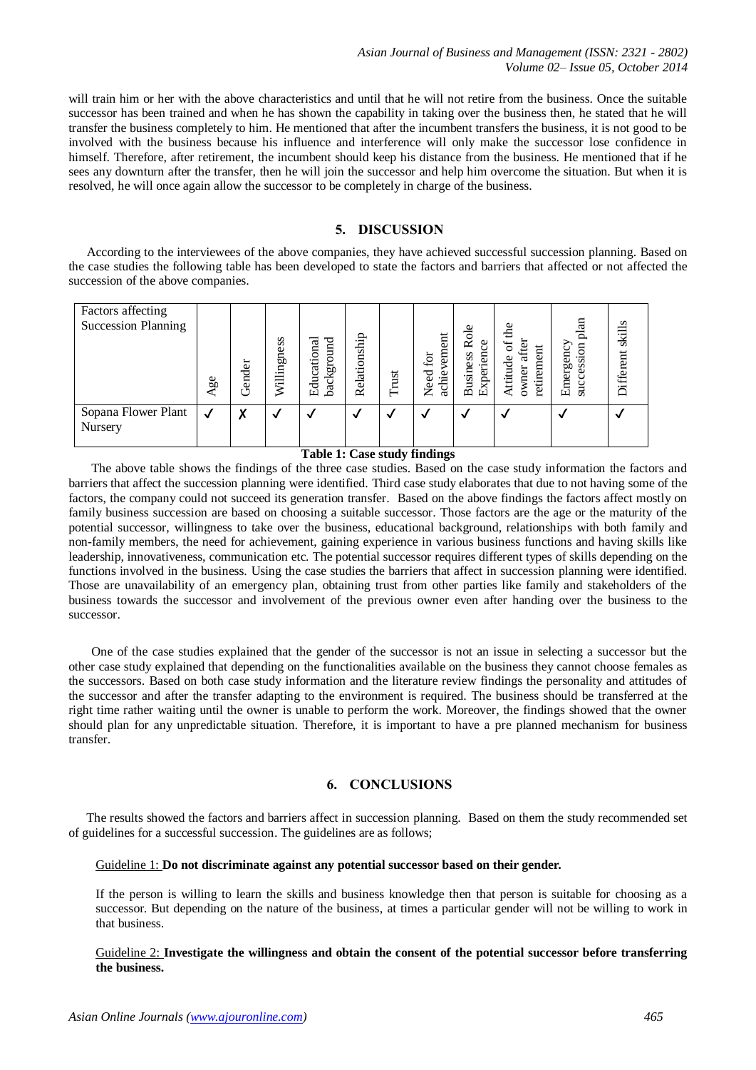will train him or her with the above characteristics and until that he will not retire from the business. Once the suitable successor has been trained and when he has shown the capability in taking over the business then, he stated that he will transfer the business completely to him. He mentioned that after the incumbent transfers the business, it is not good to be involved with the business because his influence and interference will only make the successor lose confidence in himself. Therefore, after retirement, the incumbent should keep his distance from the business. He mentioned that if he sees any downturn after the transfer, then he will join the successor and help him overcome the situation. But when it is resolved, he will once again allow the successor to be completely in charge of the business.

## 5. DISCUSSION

According to the interviewees of the above companies, they have achieved successful succession planning. Based on the case studies the following table has been developed to state the factors and barriers that affected or not affected the succession of the above companies.

| Factors affecting Succession Planning | Age | Gender | Willingness | Educational background | Relationship | Trust | Need for achievement | Business Role Experience | Attitude of the owner after retirement | Emergency succession plan | Different skills |
|---|---|---|---|---|---|---|---|---|---|---|---|
| Sopana Flower Plant Nursery | ✓ | ✗ | ✓ | ✓ | ✓ | ✓ | ✓ | ✓ | ✓ | ✓ | ✓ |

**Table 1: Case study findings**

The above table shows the findings of the three case studies. Based on the case study information the factors and barriers that affect the succession planning were identified. Third case study elaborates that due to not having some of the factors, the company could not succeed its generation transfer. Based on the above findings the factors affect mostly on family business succession are based on choosing a suitable successor. Those factors are the age or the maturity of the potential successor, willingness to take over the business, educational background, relationships with both family and non-family members, the need for achievement, gaining experience in various business functions and having skills like leadership, innovativeness, communication etc. The potential successor requires different types of skills depending on the functions involved in the business. Using the case studies the barriers that affect in succession planning were identified. Those are unavailability of an emergency plan, obtaining trust from other parties like family and stakeholders of the business towards the successor and involvement of the previous owner even after handing over the business to the successor.

One of the case studies explained that the gender of the successor is not an issue in selecting a successor but the other case study explained that depending on the functionalities available on the business they cannot choose females as the successors. Based on both case study information and the literature review findings the personality and attitudes of the successor and after the transfer adapting to the environment is required. The business should be transferred at the right time rather waiting until the owner is unable to perform the work. Moreover, the findings showed that the owner should plan for any unpredictable situation. Therefore, it is important to have a pre planned mechanism for business transfer.

## 6. CONCLUSIONS

The results showed the factors and barriers affect in succession planning. Based on them the study recommended set of guidelines for a successful succession. The guidelines are as follows;

Guideline 1: **Do not discriminate against any potential successor based on their gender.**

If the person is willing to learn the skills and business knowledge then that person is suitable for choosing as a successor. But depending on the nature of the business, at times a particular gender will not be willing to work in that business.

Guideline 2: **Investigate the willingness and obtain the consent of the potential successor before transferring the business.**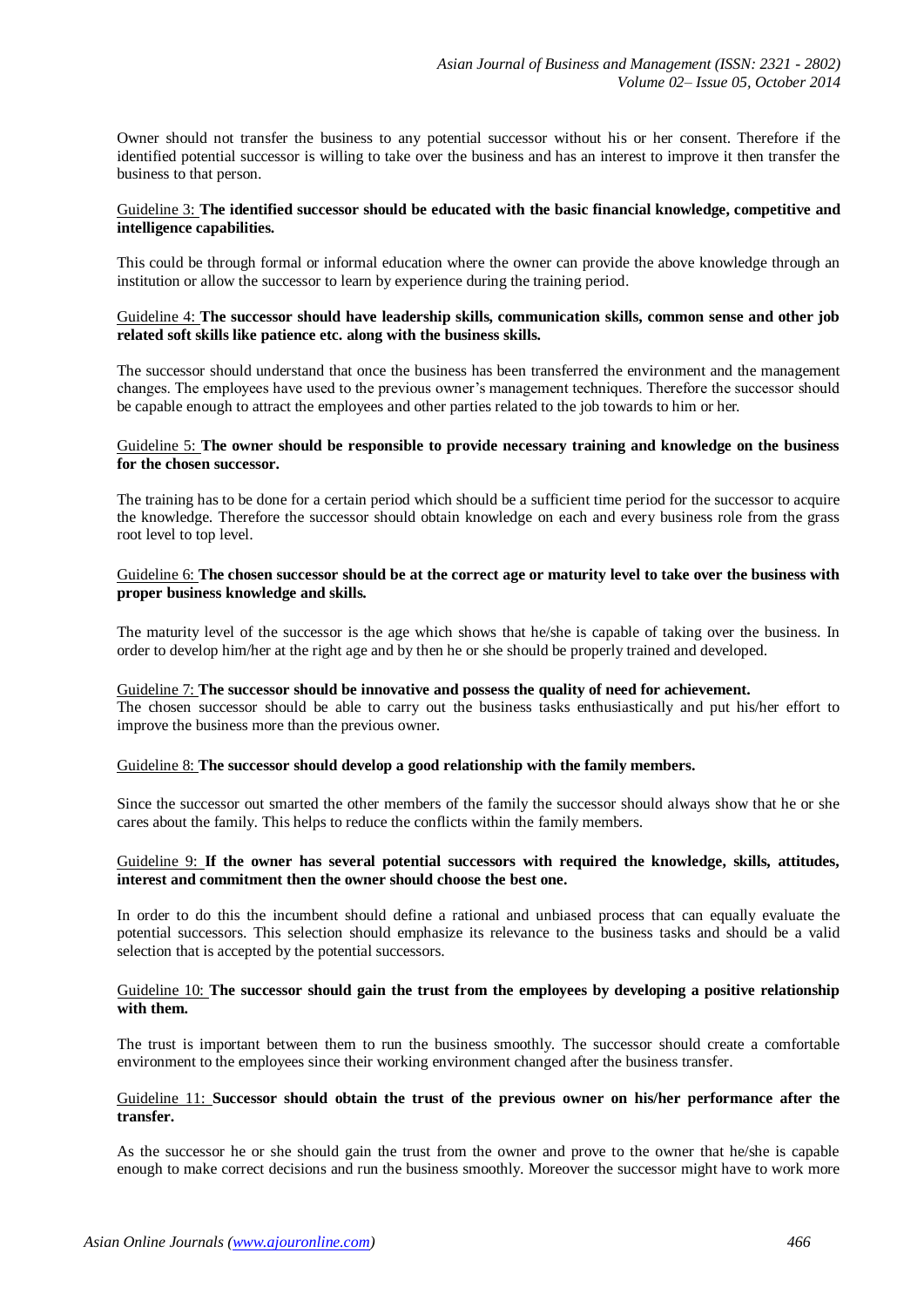Owner should not transfer the business to any potential successor without his or her consent. Therefore if the identified potential successor is willing to take over the business and has an interest to improve it then transfer the business to that person.

Guideline 3: **The identified successor should be educated with the basic financial knowledge, competitive and intelligence capabilities.**

This could be through formal or informal education where the owner can provide the above knowledge through an institution or allow the successor to learn by experience during the training period.

Guideline 4: **The successor should have leadership skills, communication skills, common sense and other job related soft skills like patience etc. along with the business skills.**

The successor should understand that once the business has been transferred the environment and the management changes. The employees have used to the previous owner's management techniques. Therefore the successor should be capable enough to attract the employees and other parties related to the job towards to him or her.

Guideline 5: **The owner should be responsible to provide necessary training and knowledge on the business for the chosen successor.**

The training has to be done for a certain period which should be a sufficient time period for the successor to acquire the knowledge. Therefore the successor should obtain knowledge on each and every business role from the grass root level to top level.

Guideline 6: **The chosen successor should be at the correct age or maturity level to take over the business with proper business knowledge and skills.**

The maturity level of the successor is the age which shows that he/she is capable of taking over the business. In order to develop him/her at the right age and by then he or she should be properly trained and developed.

Guideline 7: **The successor should be innovative and possess the quality of need for achievement.**
The chosen successor should be able to carry out the business tasks enthusiastically and put his/her effort to improve the business more than the previous owner.

Guideline 8: **The successor should develop a good relationship with the family members.**

Since the successor out smarted the other members of the family the successor should always show that he or she cares about the family. This helps to reduce the conflicts within the family members.

Guideline 9: **If the owner has several potential successors with required the knowledge, skills, attitudes, interest and commitment then the owner should choose the best one.**

In order to do this the incumbent should define a rational and unbiased process that can equally evaluate the potential successors. This selection should emphasize its relevance to the business tasks and should be a valid selection that is accepted by the potential successors.

Guideline 10: **The successor should gain the trust from the employees by developing a positive relationship with them.**

The trust is important between them to run the business smoothly. The successor should create a comfortable environment to the employees since their working environment changed after the business transfer.

Guideline 11: **Successor should obtain the trust of the previous owner on his/her performance after the transfer.**

As the successor he or she should gain the trust from the owner and prove to the owner that he/she is capable enough to make correct decisions and run the business smoothly. Moreover the successor might have to work more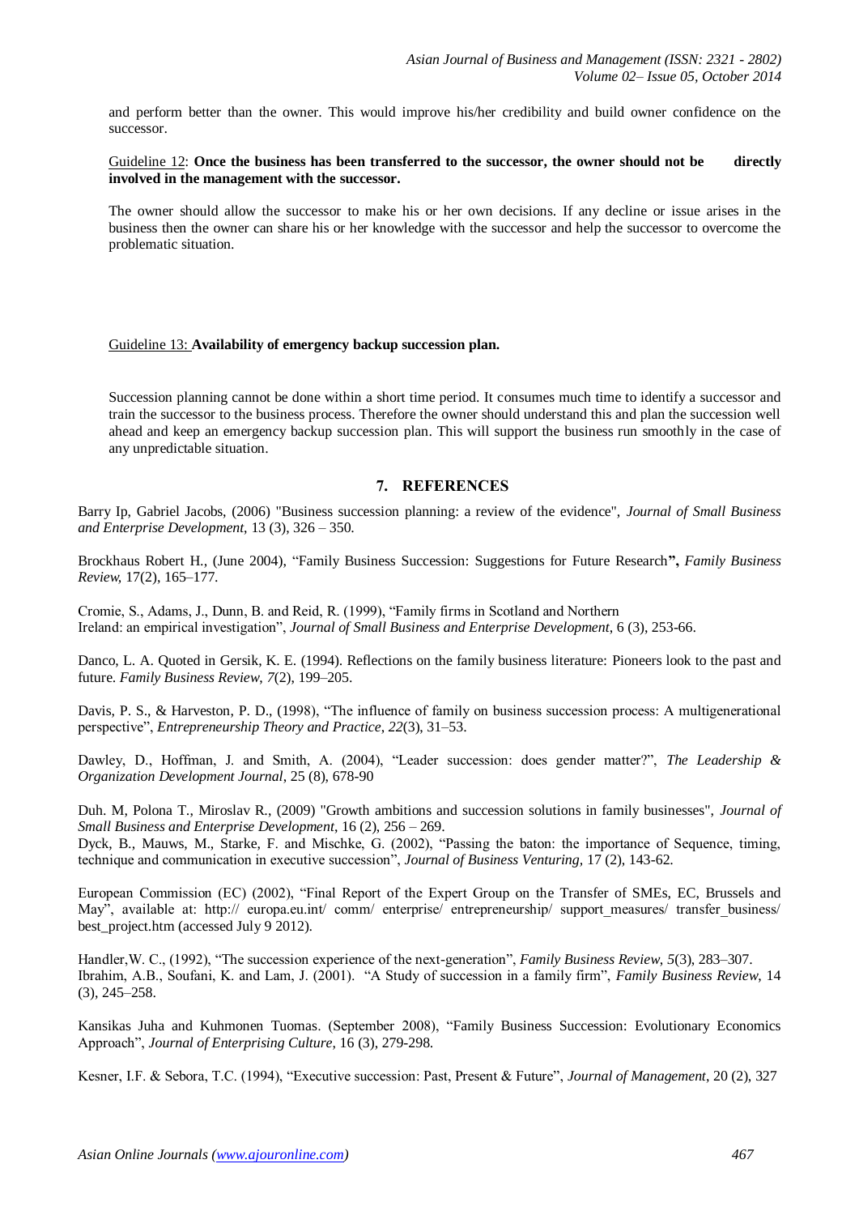and perform better than the owner. This would improve his/her credibility and build owner confidence on the successor.

Guideline 12: **Once the business has been transferred to the successor, the owner should not be directly involved in the management with the successor.**

The owner should allow the successor to make his or her own decisions. If any decline or issue arises in the business then the owner can share his or her knowledge with the successor and help the successor to overcome the problematic situation.

Guideline 13: **Availability of emergency backup succession plan.**

Succession planning cannot be done within a short time period. It consumes much time to identify a successor and train the successor to the business process. Therefore the owner should understand this and plan the succession well ahead and keep an emergency backup succession plan. This will support the business run smoothly in the case of any unpredictable situation.

## 7. REFERENCES

Barry Ip, Gabriel Jacobs, (2006) "Business succession planning: a review of the evidence", *Journal of Small Business and Enterprise Development*, 13 (3), 326 – 350.

Brockhaus Robert H., (June 2004), "Family Business Succession: Suggestions for Future Research**",** *Family Business Review,* 17(2), 165–177.

Cromie, S., Adams, J., Dunn, B. and Reid, R. (1999), "Family firms in Scotland and Northern Ireland: an empirical investigation", *Journal of Small Business and Enterprise Development*, 6 (3), 253-66.

Danco, L. A. Quoted in Gersik, K. E. (1994). Reflections on the family business literature: Pioneers look to the past and future. *Family Business Review, 7*(2), 199–205.

Davis, P. S., & Harveston, P. D., (1998), "The influence of family on business succession process: A multigenerational perspective", *Entrepreneurship Theory and Practice*, *22*(3), 31–53.

Dawley, D., Hoffman, J. and Smith, A. (2004), "Leader succession: does gender matter?", *The Leadership & Organization Development Journal*, 25 (8), 678-90

Duh. M, Polona T., Miroslav R., (2009) "Growth ambitions and succession solutions in family businesses", *Journal of Small Business and Enterprise Development*, 16 (2), 256 – 269.

Dyck, B., Mauws, M., Starke, F. and Mischke, G. (2002), "Passing the baton: the importance of Sequence, timing, technique and communication in executive succession", *Journal of Business Venturing*, 17 (2), 143-62.

European Commission (EC) (2002), "Final Report of the Expert Group on the Transfer of SMEs, EC, Brussels and May", available at: http:// europa.eu.int/ comm/ enterprise/ entrepreneurship/ support_measures/ transfer_business/ best_project.htm (accessed July 9 2012).

Handler,W. C., (1992), "The succession experience of the next-generation", *Family Business Review*, *5*(3), 283–307.

Ibrahim, A.B., Soufani, K. and Lam, J. (2001). "A Study of succession in a family firm", *Family Business Review,* 14 (3), 245–258.

Kansikas Juha and Kuhmonen Tuomas. (September 2008), "Family Business Succession: Evolutionary Economics Approach", *Journal of Enterprising Culture*, 16 (3), 279-298.

Kesner, I.F. & Sebora, T.C. (1994), "Executive succession: Past, Present & Future", *Journal of Management*, 20 (2), 327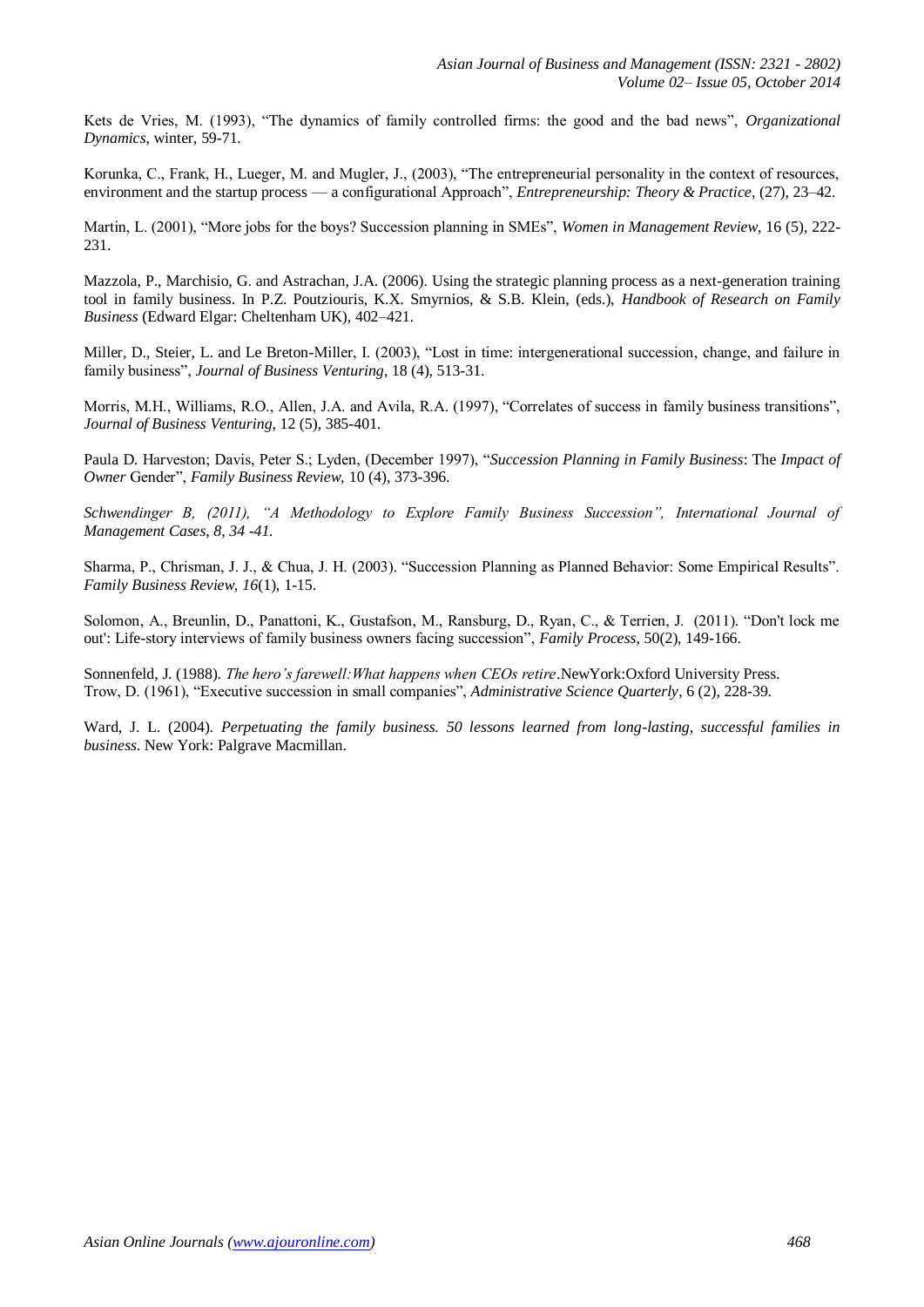Kets de Vries, M. (1993), "The dynamics of family controlled firms: the good and the bad news", *Organizational Dynamics*, winter, 59-71.

Korunka, C., Frank, H., Lueger, M. and Mugler, J., (2003), "The entrepreneurial personality in the context of resources, environment and the startup process — a configurational Approach", *Entrepreneurship: Theory & Practice*, (27), 23–42.

Martin, L. (2001), "More jobs for the boys? Succession planning in SMEs", *Women in Management Review*, 16 (5), 222-231.

Mazzola, P., Marchisio, G. and Astrachan, J.A. (2006). Using the strategic planning process as a next-generation training tool in family business. In P.Z. Poutziouris, K.X. Smyrnios, & S.B. Klein, (eds.), *Handbook of Research on Family Business* (Edward Elgar: Cheltenham UK), 402–421.

Miller, D., Steier, L. and Le Breton-Miller, I. (2003), "Lost in time: intergenerational succession, change, and failure in family business", *Journal of Business Venturing*, 18 (4), 513-31.

Morris, M.H., Williams, R.O., Allen, J.A. and Avila, R.A. (1997), "Correlates of success in family business transitions", *Journal of Business Venturing*, 12 (5), 385-401.

Paula D. Harveston; Davis, Peter S.; Lyden, (December 1997), "*Succession Planning in Family Business*: The *Impact of Owner* Gender", *Family Business Review,* 10 (4), 373-396.

*Schwendinger B, (2011), "A Methodology to Explore Family Business Succession", International Journal of Management Cases, 8, 34 -41.*

Sharma, P., Chrisman, J. J., & Chua, J. H. (2003). "Succession Planning as Planned Behavior: Some Empirical Results". *Family Business Review, 16*(1), 1-15.

Solomon, A., Breunlin, D., Panattoni, K., Gustafson, M., Ransburg, D., Ryan, C., & Terrien, J. (2011). "Don't lock me out': Life-story interviews of family business owners facing succession", *Family Process*, 50(2), 149-166.

Sonnenfeld, J. (1988). *The hero's farewell:What happens when CEOs retire*.NewYork:Oxford University Press.
Trow, D. (1961), "Executive succession in small companies", *Administrative Science Quarterly*, 6 (2), 228-39.

Ward, J. L. (2004). *Perpetuating the family business. 50 lessons learned from long-lasting, successful families in business*. New York: Palgrave Macmillan.